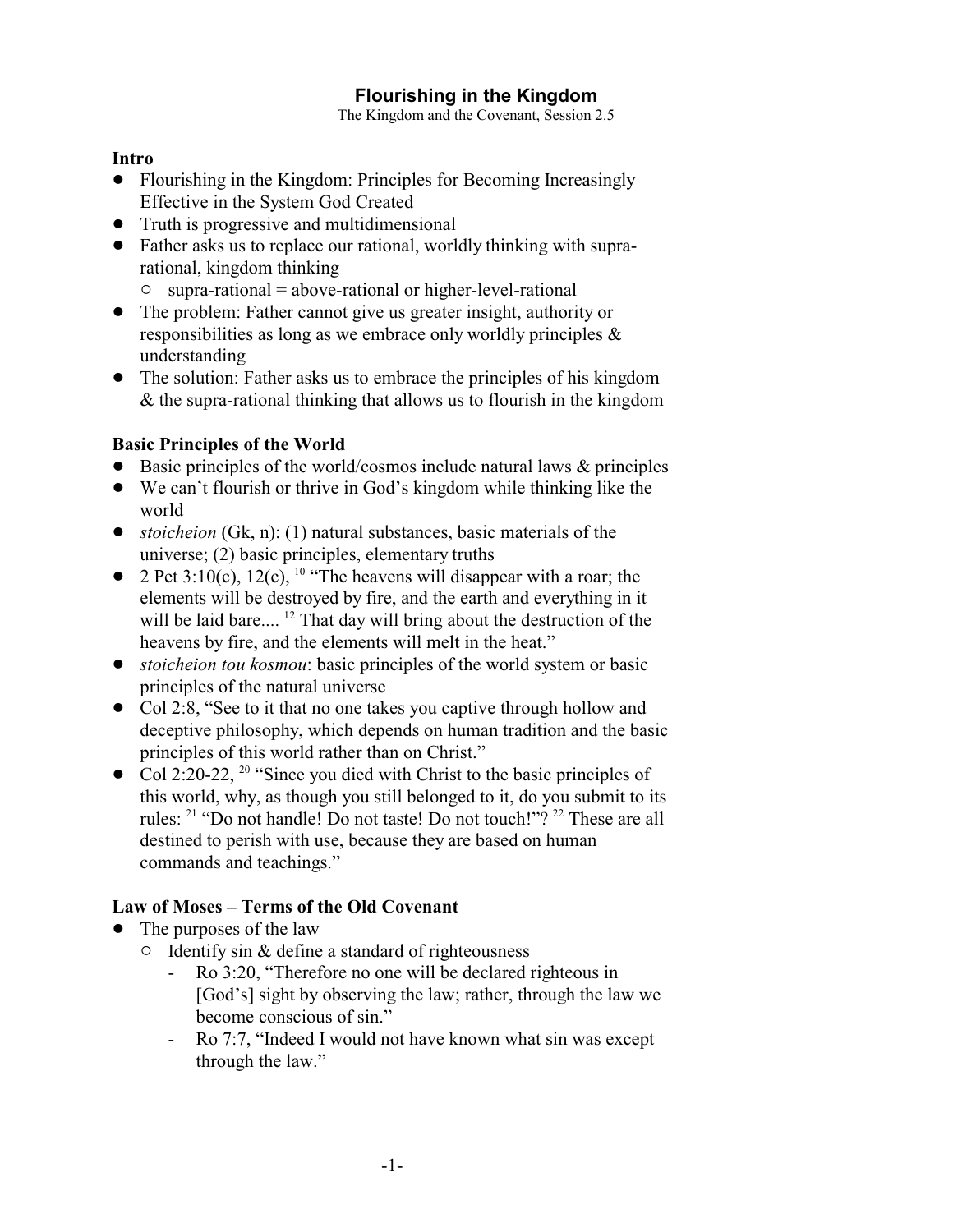# Flourishing in the Kingdom

The Kingdom and the Covenant, Session 2.5

## Intro

- Flourishing in the Kingdom: Principles for Becoming Increasingly Effective in the System God Created
- Truth is progressive and multidimensional
- Father asks us to replace our rational, worldly thinking with supra-rational, kingdom thinking
  - supra-rational = above-rational or higher-level-rational
- The problem: Father cannot give us greater insight, authority or responsibilities as long as we embrace only worldly principles & understanding
- The solution: Father asks us to embrace the principles of his kingdom & the supra-rational thinking that allows us to flourish in the kingdom

## Basic Principles of the World

- Basic principles of the world/cosmos include natural laws & principles
- We can't flourish or thrive in God's kingdom while thinking like the world
- *stoicheion* (Gk, n): (1) natural substances, basic materials of the universe; (2) basic principles, elementary truths
- 2 Pet 3:10(c), 12(c), [10] "The heavens will disappear with a roar; the elements will be destroyed by fire, and the earth and everything in it will be laid bare.... [12] That day will bring about the destruction of the heavens by fire, and the elements will melt in the heat."
- *stoicheion tou kosmou*: basic principles of the world system or basic principles of the natural universe
- Col 2:8, "See to it that no one takes you captive through hollow and deceptive philosophy, which depends on human tradition and the basic principles of this world rather than on Christ."
- Col 2:20-22, [20] "Since you died with Christ to the basic principles of this world, why, as though you still belonged to it, do you submit to its rules: [21] "Do not handle! Do not taste! Do not touch!"? [22] These are all destined to perish with use, because they are based on human commands and teachings."

## Law of Moses – Terms of the Old Covenant

- The purposes of the law
  - Identify sin & define a standard of righteousness
    - Ro 3:20, "Therefore no one will be declared righteous in [God's] sight by observing the law; rather, through the law we become conscious of sin."
    - Ro 7:7, "Indeed I would not have known what sin was except through the law."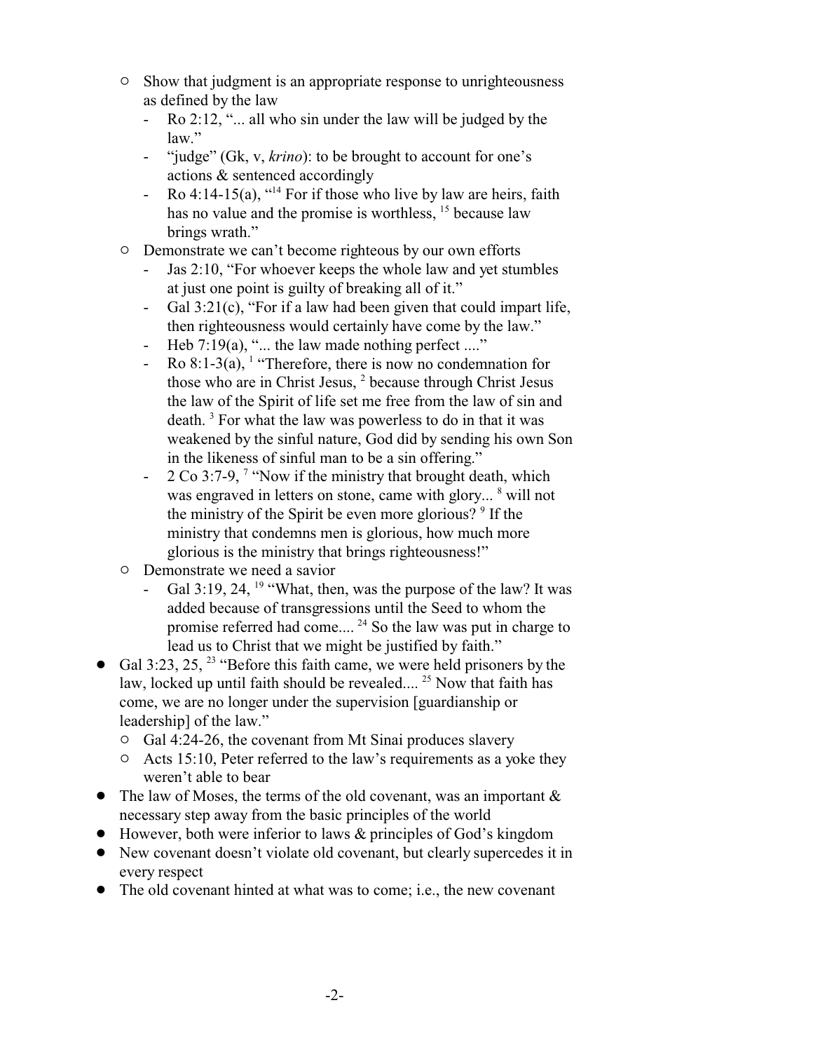- Show that judgment is an appropriate response to unrighteousness as defined by the law
    - Ro 2:12, "... all who sin under the law will be judged by the law."
    - "judge" (Gk, v, *krino*): to be brought to account for one's actions & sentenced accordingly
    - Ro 4:14-15(a), "[14] For if those who live by law are heirs, faith has no value and the promise is worthless, [15] because law brings wrath."
  - Demonstrate we can't become righteous by our own efforts
    - Jas 2:10, "For whoever keeps the whole law and yet stumbles at just one point is guilty of breaking all of it."
    - Gal 3:21(c), "For if a law had been given that could impart life, then righteousness would certainly have come by the law."
    - Heb 7:19(a), "... the law made nothing perfect ...."
    - Ro 8:1-3(a), [1] "Therefore, there is now no condemnation for those who are in Christ Jesus, [2] because through Christ Jesus the law of the Spirit of life set me free from the law of sin and death. [3] For what the law was powerless to do in that it was weakened by the sinful nature, God did by sending his own Son in the likeness of sinful man to be a sin offering."
    - 2 Co 3:7-9, [7] "Now if the ministry that brought death, which was engraved in letters on stone, came with glory... [8] will not the ministry of the Spirit be even more glorious? [9] If the ministry that condemns men is glorious, how much more glorious is the ministry that brings righteousness!"
  - Demonstrate we need a savior
    - Gal 3:19, 24, [19] "What, then, was the purpose of the law? It was added because of transgressions until the Seed to whom the promise referred had come.... [24] So the law was put in charge to lead us to Christ that we might be justified by faith."
- Gal 3:23, 25, [23] "Before this faith came, we were held prisoners by the law, locked up until faith should be revealed.... [25] Now that faith has come, we are no longer under the supervision [guardianship or leadership] of the law."
  - Gal 4:24-26, the covenant from Mt Sinai produces slavery
  - Acts 15:10, Peter referred to the law's requirements as a yoke they weren't able to bear
- The law of Moses, the terms of the old covenant, was an important & necessary step away from the basic principles of the world
- However, both were inferior to laws & principles of God's kingdom
- New covenant doesn't violate old covenant, but clearly supercedes it in every respect
- The old covenant hinted at what was to come; i.e., the new covenant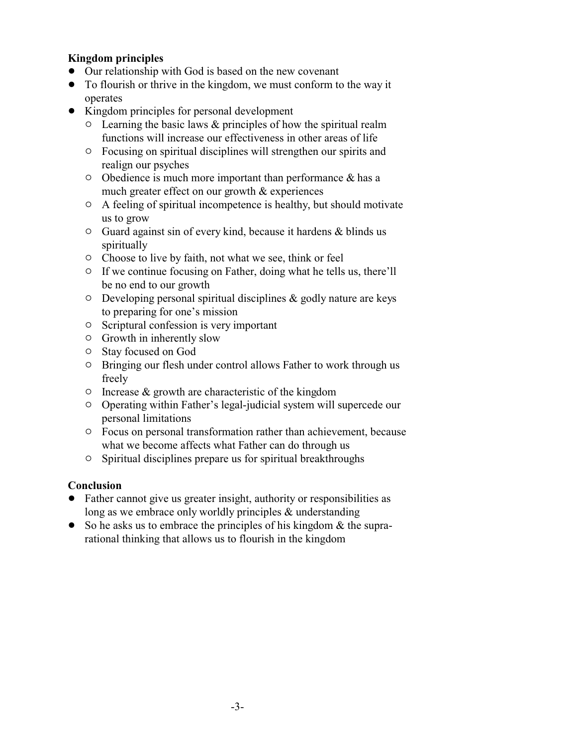**Kingdom principles**

- Our relationship with God is based on the new covenant
- To flourish or thrive in the kingdom, we must conform to the way it operates
- Kingdom principles for personal development
  - Learning the basic laws & principles of how the spiritual realm functions will increase our effectiveness in other areas of life
  - Focusing on spiritual disciplines will strengthen our spirits and realign our psyches
  - Obedience is much more important than performance & has a much greater effect on our growth & experiences
  - A feeling of spiritual incompetence is healthy, but should motivate us to grow
  - Guard against sin of every kind, because it hardens & blinds us spiritually
  - Choose to live by faith, not what we see, think or feel
  - If we continue focusing on Father, doing what he tells us, there'll be no end to our growth
  - Developing personal spiritual disciplines & godly nature are keys to preparing for one's mission
  - Scriptural confession is very important
  - Growth in inherently slow
  - Stay focused on God
  - Bringing our flesh under control allows Father to work through us freely
  - Increase & growth are characteristic of the kingdom
  - Operating within Father's legal-judicial system will supercede our personal limitations
  - Focus on personal transformation rather than achievement, because what we become affects what Father can do through us
  - Spiritual disciplines prepare us for spiritual breakthroughs

**Conclusion**

- Father cannot give us greater insight, authority or responsibilities as long as we embrace only worldly principles & understanding
- So he asks us to embrace the principles of his kingdom & the supra-rational thinking that allows us to flourish in the kingdom